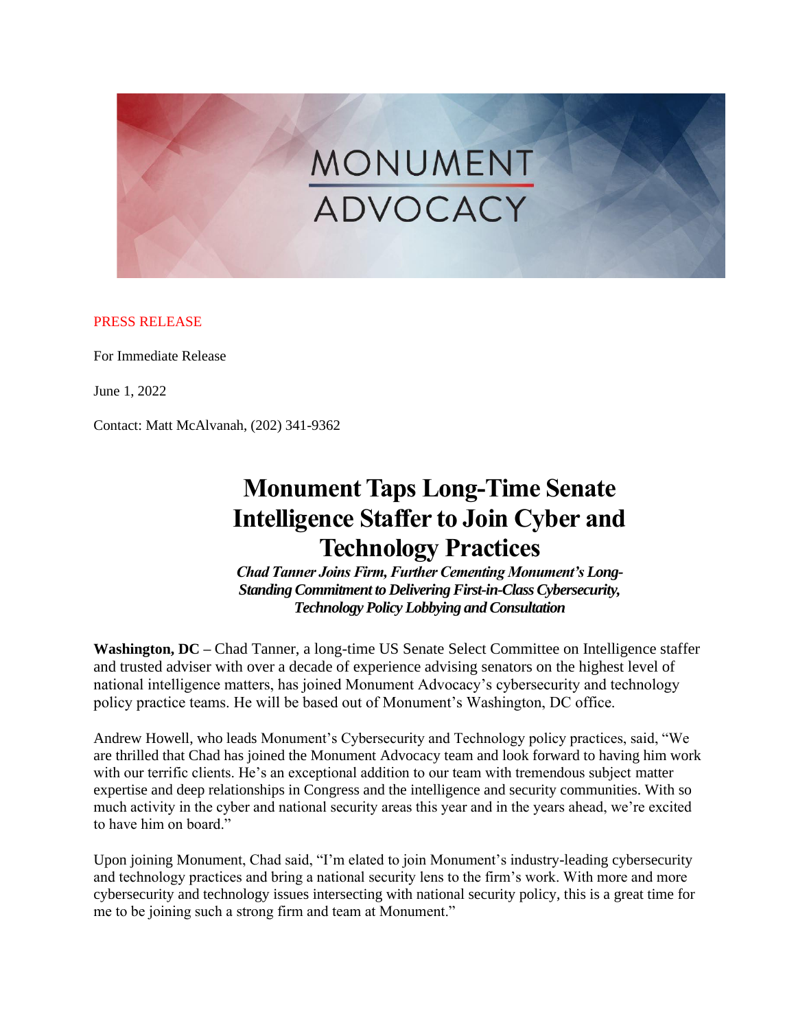MONUMENT ADVOCACY

PRESS RELEASE

For Immediate Release

June 1, 2022

Contact: Matt McAlvanah, (202) 341-9362

# Monument Taps Long-Time Senate Intelligence Staffer to Join Cyber and Technology Practices

***Chad Tanner Joins Firm, Further Cementing Monument's Long-Standing Commitment to Delivering First-in-Class Cybersecurity, Technology Policy Lobbying and Consultation***

**Washington, DC –** Chad Tanner, a long-time US Senate Select Committee on Intelligence staffer and trusted adviser with over a decade of experience advising senators on the highest level of national intelligence matters, has joined Monument Advocacy's cybersecurity and technology policy practice teams. He will be based out of Monument's Washington, DC office.

Andrew Howell, who leads Monument's Cybersecurity and Technology policy practices, said, "We are thrilled that Chad has joined the Monument Advocacy team and look forward to having him work with our terrific clients. He's an exceptional addition to our team with tremendous subject matter expertise and deep relationships in Congress and the intelligence and security communities. With so much activity in the cyber and national security areas this year and in the years ahead, we're excited to have him on board."

Upon joining Monument, Chad said, "I'm elated to join Monument's industry-leading cybersecurity and technology practices and bring a national security lens to the firm's work. With more and more cybersecurity and technology issues intersecting with national security policy, this is a great time for me to be joining such a strong firm and team at Monument."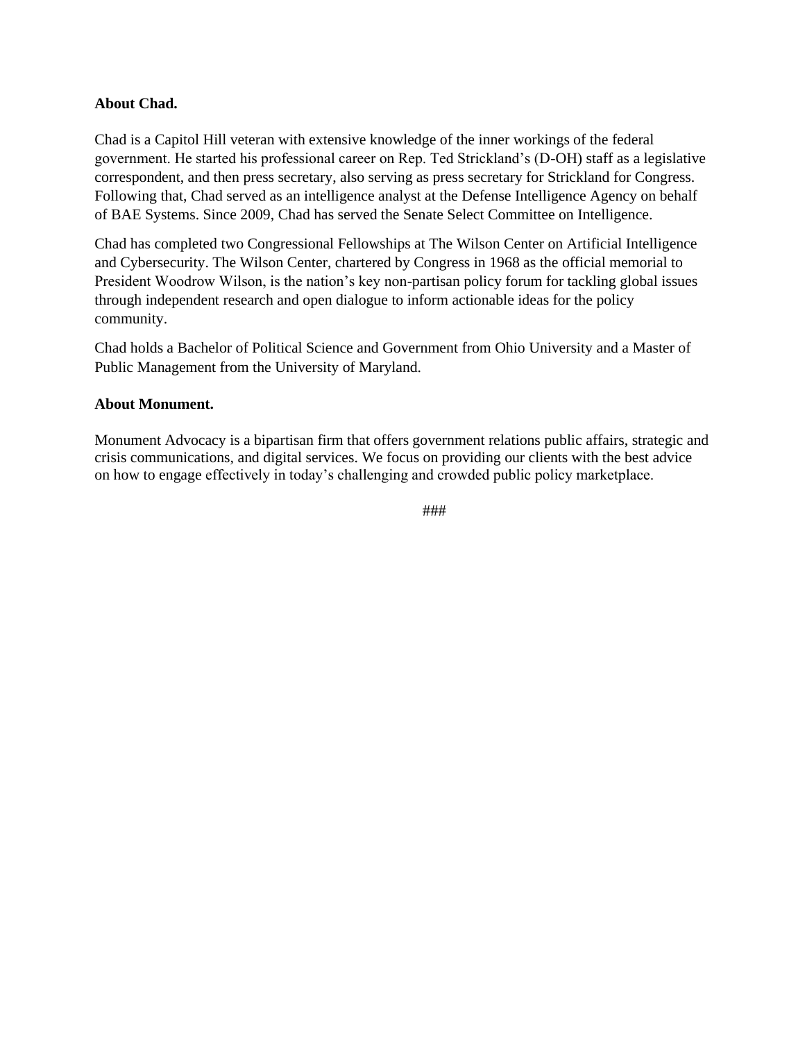**About Chad.**

Chad is a Capitol Hill veteran with extensive knowledge of the inner workings of the federal government. He started his professional career on Rep. Ted Strickland's (D-OH) staff as a legislative correspondent, and then press secretary, also serving as press secretary for Strickland for Congress. Following that, Chad served as an intelligence analyst at the Defense Intelligence Agency on behalf of BAE Systems. Since 2009, Chad has served the Senate Select Committee on Intelligence.

Chad has completed two Congressional Fellowships at The Wilson Center on Artificial Intelligence and Cybersecurity. The Wilson Center, chartered by Congress in 1968 as the official memorial to President Woodrow Wilson, is the nation's key non-partisan policy forum for tackling global issues through independent research and open dialogue to inform actionable ideas for the policy community.

Chad holds a Bachelor of Political Science and Government from Ohio University and a Master of Public Management from the University of Maryland.

**About Monument.**

Monument Advocacy is a bipartisan firm that offers government relations public affairs, strategic and crisis communications, and digital services. We focus on providing our clients with the best advice on how to engage effectively in today's challenging and crowded public policy marketplace.

###